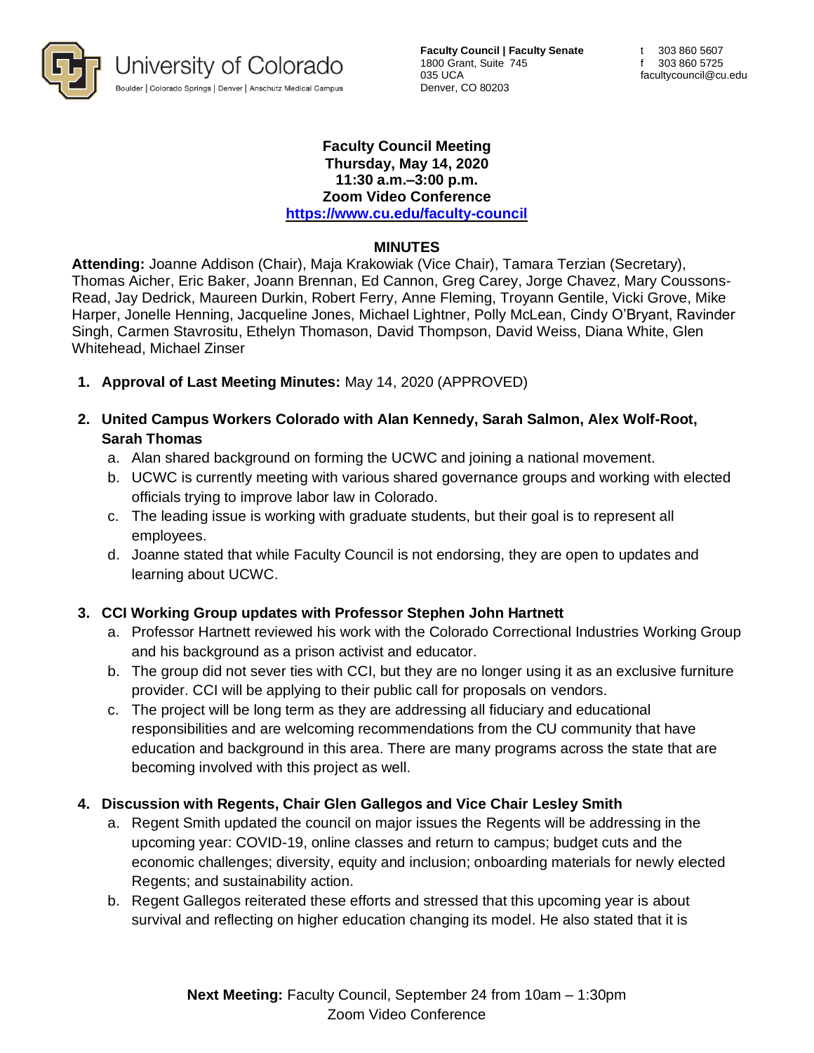University of Colorado
Boulder | Colorado Springs | Denver | Anschutz Medical Campus

**Faculty Council | Faculty Senate**
1800 Grant, Suite 745
035 UCA
Denver, CO 80203

t 303 860 5607
f 303 860 5725
facultycouncil@cu.edu

**Faculty Council Meeting**
**Thursday, May 14, 2020**
**11:30 a.m.–3:00 p.m.**
**Zoom Video Conference**
**https://www.cu.edu/faculty-council**

## MINUTES

**Attending:** Joanne Addison (Chair), Maja Krakowiak (Vice Chair), Tamara Terzian (Secretary), Thomas Aicher, Eric Baker, Joann Brennan, Ed Cannon, Greg Carey, Jorge Chavez, Mary Coussons-Read, Jay Dedrick, Maureen Durkin, Robert Ferry, Anne Fleming, Troyann Gentile, Vicki Grove, Mike Harper, Jonelle Henning, Jacqueline Jones, Michael Lightner, Polly McLean, Cindy O'Bryant, Ravinder Singh, Carmen Stavrositu, Ethelyn Thomason, David Thompson, David Weiss, Diana White, Glen Whitehead, Michael Zinser

1. **Approval of Last Meeting Minutes:** May 14, 2020 (APPROVED)

2. **United Campus Workers Colorado with Alan Kennedy, Sarah Salmon, Alex Wolf-Root, Sarah Thomas**
   a. Alan shared background on forming the UCWC and joining a national movement.
   b. UCWC is currently meeting with various shared governance groups and working with elected officials trying to improve labor law in Colorado.
   c. The leading issue is working with graduate students, but their goal is to represent all employees.
   d. Joanne stated that while Faculty Council is not endorsing, they are open to updates and learning about UCWC.

3. **CCI Working Group updates with Professor Stephen John Hartnett**
   a. Professor Hartnett reviewed his work with the Colorado Correctional Industries Working Group and his background as a prison activist and educator.
   b. The group did not sever ties with CCI, but they are no longer using it as an exclusive furniture provider. CCI will be applying to their public call for proposals on vendors.
   c. The project will be long term as they are addressing all fiduciary and educational responsibilities and are welcoming recommendations from the CU community that have education and background in this area. There are many programs across the state that are becoming involved with this project as well.

4. **Discussion with Regents, Chair Glen Gallegos and Vice Chair Lesley Smith**
   a. Regent Smith updated the council on major issues the Regents will be addressing in the upcoming year: COVID-19, online classes and return to campus; budget cuts and the economic challenges; diversity, equity and inclusion; onboarding materials for newly elected Regents; and sustainability action.
   b. Regent Gallegos reiterated these efforts and stressed that this upcoming year is about survival and reflecting on higher education changing its model. He also stated that it is

**Next Meeting:** Faculty Council, September 24 from 10am – 1:30pm
Zoom Video Conference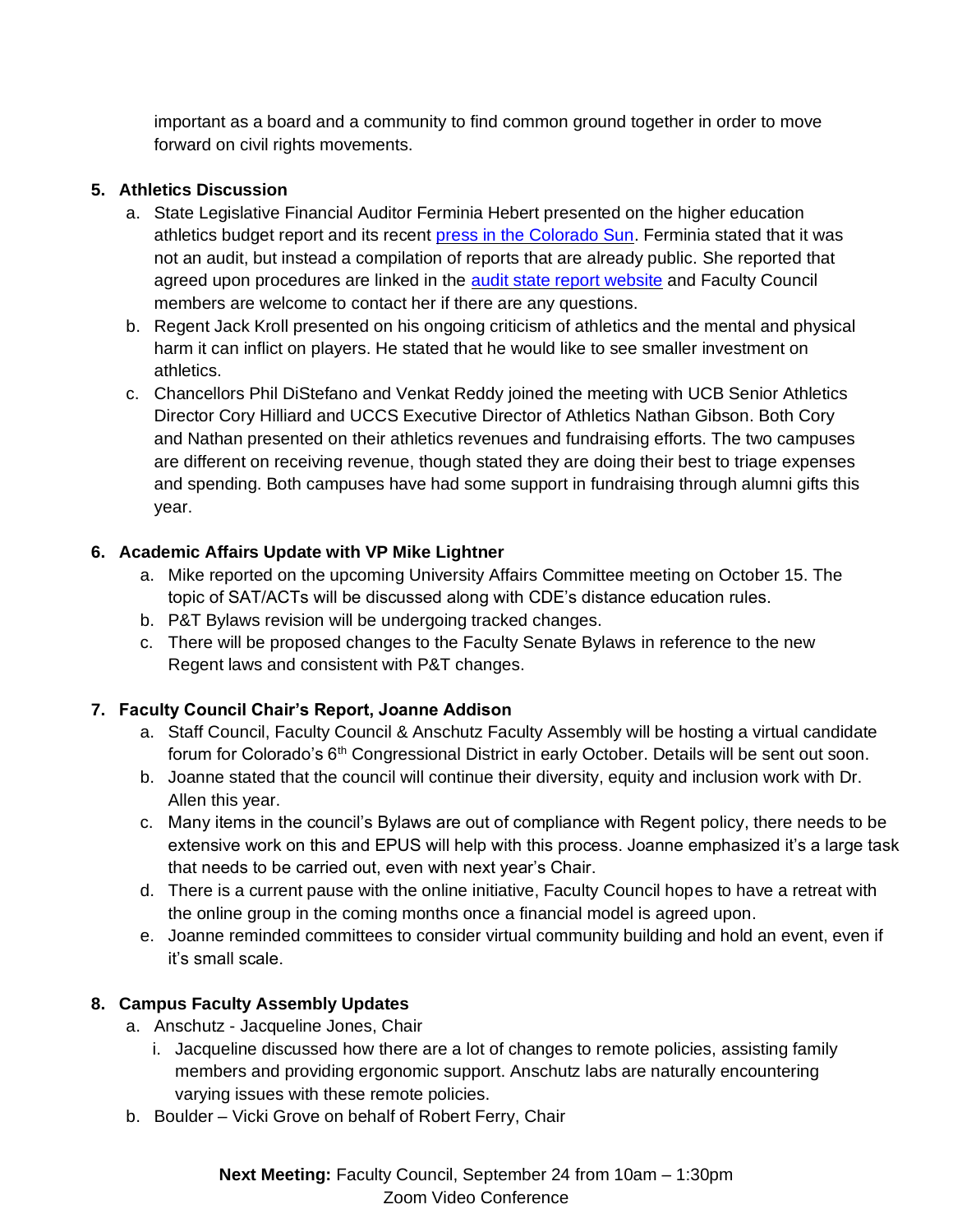important as a board and a community to find common ground together in order to move forward on civil rights movements.

5. **Athletics Discussion**
   a. State Legislative Financial Auditor Ferminia Hebert presented on the higher education athletics budget report and its recent [press in the Colorado Sun](). Ferminia stated that it was not an audit, but instead a compilation of reports that are already public. She reported that agreed upon procedures are linked in the [audit state report website]() and Faculty Council members are welcome to contact her if there are any questions.
   b. Regent Jack Kroll presented on his ongoing criticism of athletics and the mental and physical harm it can inflict on players. He stated that he would like to see smaller investment on athletics.
   c. Chancellors Phil DiStefano and Venkat Reddy joined the meeting with UCB Senior Athletics Director Cory Hilliard and UCCS Executive Director of Athletics Nathan Gibson. Both Cory and Nathan presented on their athletics revenues and fundraising efforts. The two campuses are different on receiving revenue, though stated they are doing their best to triage expenses and spending. Both campuses have had some support in fundraising through alumni gifts this year.

6. **Academic Affairs Update with VP Mike Lightner**
   a. Mike reported on the upcoming University Affairs Committee meeting on October 15. The topic of SAT/ACTs will be discussed along with CDE's distance education rules.
   b. P&T Bylaws revision will be undergoing tracked changes.
   c. There will be proposed changes to the Faculty Senate Bylaws in reference to the new Regent laws and consistent with P&T changes.

7. **Faculty Council Chair's Report, Joanne Addison**
   a. Staff Council, Faculty Council & Anschutz Faculty Assembly will be hosting a virtual candidate forum for Colorado's 6th Congressional District in early October. Details will be sent out soon.
   b. Joanne stated that the council will continue their diversity, equity and inclusion work with Dr. Allen this year.
   c. Many items in the council's Bylaws are out of compliance with Regent policy, there needs to be extensive work on this and EPUS will help with this process. Joanne emphasized it's a large task that needs to be carried out, even with next year's Chair.
   d. There is a current pause with the online initiative, Faculty Council hopes to have a retreat with the online group in the coming months once a financial model is agreed upon.
   e. Joanne reminded committees to consider virtual community building and hold an event, even if it's small scale.

8. **Campus Faculty Assembly Updates**
   a. Anschutz - Jacqueline Jones, Chair
      i. Jacqueline discussed how there are a lot of changes to remote policies, assisting family members and providing ergonomic support. Anschutz labs are naturally encountering varying issues with these remote policies.
   b. Boulder – Vicki Grove on behalf of Robert Ferry, Chair

**Next Meeting:** Faculty Council, September 24 from 10am – 1:30pm
Zoom Video Conference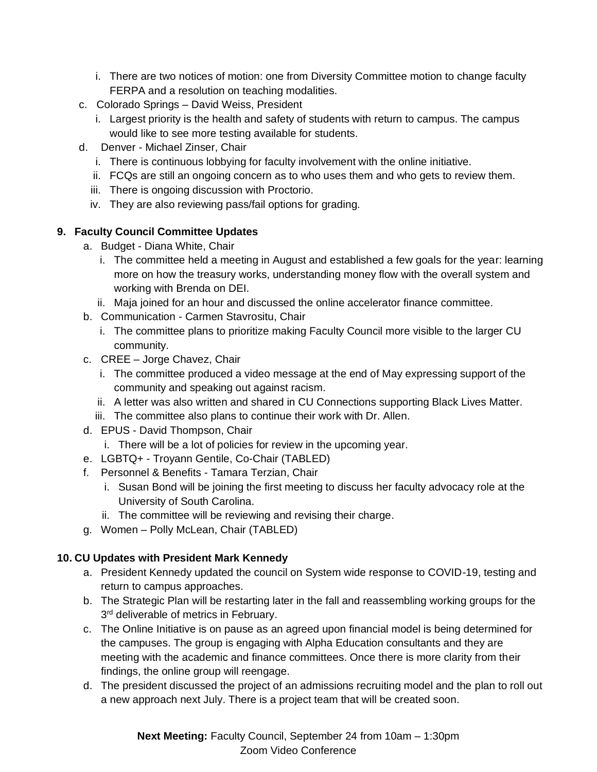i. There are two notices of motion: one from Diversity Committee motion to change faculty FERPA and a resolution on teaching modalities.

c. Colorado Springs – David Weiss, President
   i. Largest priority is the health and safety of students with return to campus. The campus would like to see more testing available for students.

d. Denver - Michael Zinser, Chair
   i. There is continuous lobbying for faculty involvement with the online initiative.
   ii. FCQs are still an ongoing concern as to who uses them and who gets to review them.
   iii. There is ongoing discussion with Proctorio.
   iv. They are also reviewing pass/fail options for grading.

**9. Faculty Council Committee Updates**

a. Budget - Diana White, Chair
   i. The committee held a meeting in August and established a few goals for the year: learning more on how the treasury works, understanding money flow with the overall system and working with Brenda on DEI.
   ii. Maja joined for an hour and discussed the online accelerator finance committee.

b. Communication - Carmen Stavrositu, Chair
   i. The committee plans to prioritize making Faculty Council more visible to the larger CU community.

c. CREE – Jorge Chavez, Chair
   i. The committee produced a video message at the end of May expressing support of the community and speaking out against racism.
   ii. A letter was also written and shared in CU Connections supporting Black Lives Matter.
   iii. The committee also plans to continue their work with Dr. Allen.

d. EPUS - David Thompson, Chair
   i. There will be a lot of policies for review in the upcoming year.

e. LGBTQ+ - Troyann Gentile, Co-Chair (TABLED)

f. Personnel & Benefits - Tamara Terzian, Chair
   i. Susan Bond will be joining the first meeting to discuss her faculty advocacy role at the University of South Carolina.
   ii. The committee will be reviewing and revising their charge.

g. Women – Polly McLean, Chair (TABLED)

**10. CU Updates with President Mark Kennedy**

a. President Kennedy updated the council on System wide response to COVID-19, testing and return to campus approaches.

b. The Strategic Plan will be restarting later in the fall and reassembling working groups for the 3rd deliverable of metrics in February.

c. The Online Initiative is on pause as an agreed upon financial model is being determined for the campuses. The group is engaging with Alpha Education consultants and they are meeting with the academic and finance committees. Once there is more clarity from their findings, the online group will reengage.

d. The president discussed the project of an admissions recruiting model and the plan to roll out a new approach next July. There is a project team that will be created soon.

**Next Meeting:** Faculty Council, September 24 from 10am – 1:30pm
Zoom Video Conference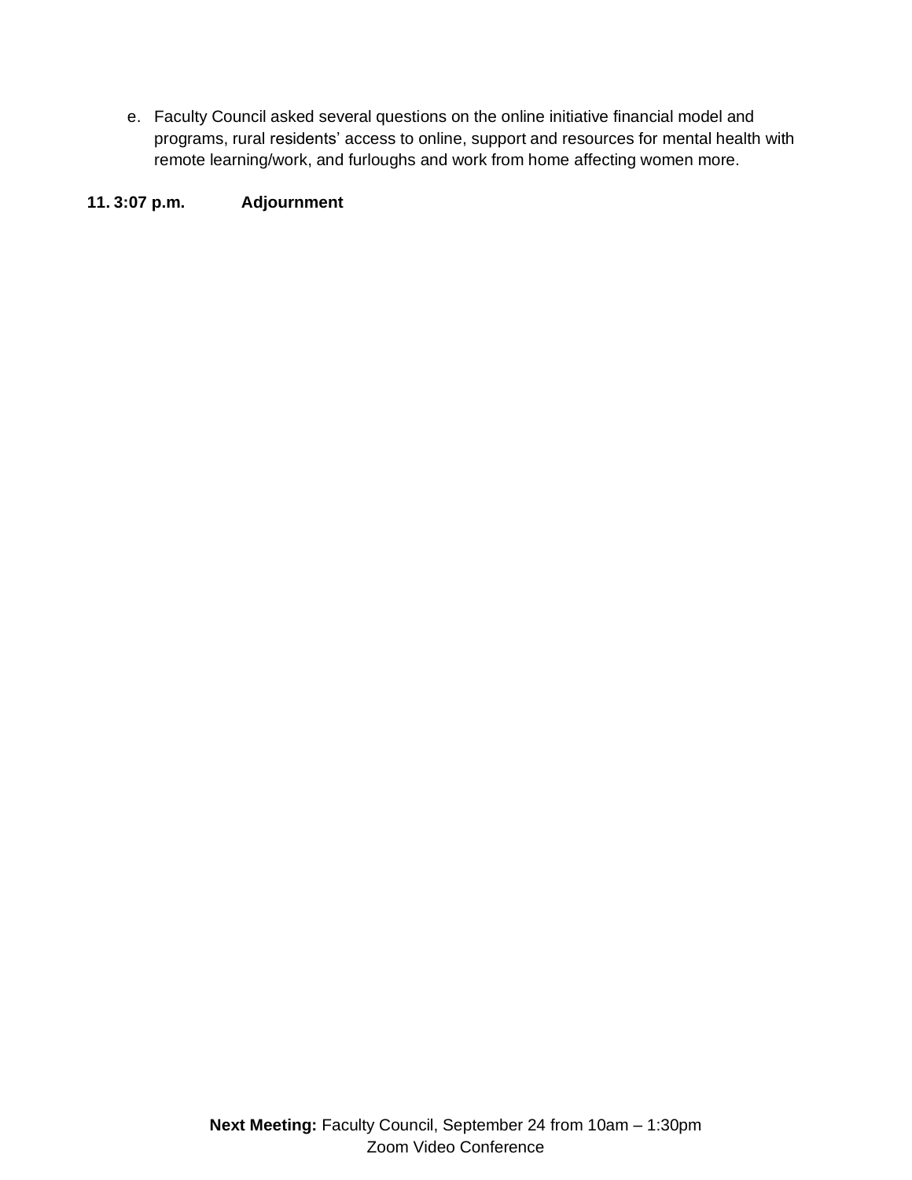e. Faculty Council asked several questions on the online initiative financial model and programs, rural residents' access to online, support and resources for mental health with remote learning/work, and furloughs and work from home affecting women more.

**11. 3:07 p.m. Adjournment**

**Next Meeting:** Faculty Council, September 24 from 10am – 1:30pm
Zoom Video Conference